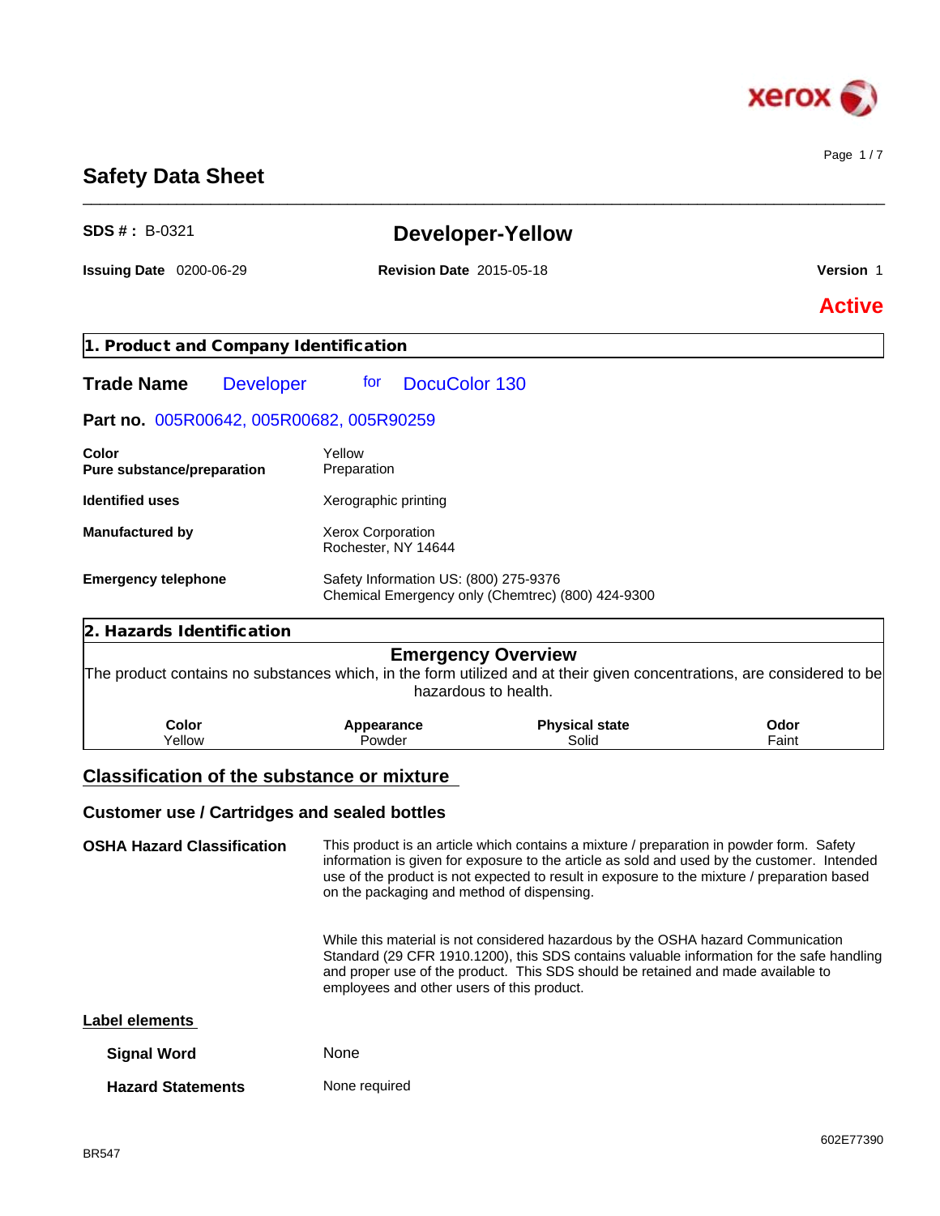# Safety Data Sheet

**SDS # :** B-0321

## Developer-Yellow

**Issuing Date** 0200-06-29 **Revision Date** 2015-05-18 **Version** 1

**Active**

## 1. Product and Company Identification

**Trade Name** Developer for DocuColor 130

**Part no.** 005R00642, 005R00682, 005R90259

| | |
|---|---|
| **Color** | Yellow |
| **Pure substance/preparation** | Preparation |
| **Identified uses** | Xerographic printing |
| **Manufactured by** | Xerox Corporation<br>Rochester, NY 14644 |
| **Emergency telephone** | Safety Information US: (800) 275-9376<br>Chemical Emergency only (Chemtrec) (800) 424-9300 |

## 2. Hazards Identification

### Emergency Overview

The product contains no substances which, in the form utilized and at their given concentrations, are considered to be hazardous to health.

| Color | Appearance | Physical state | Odor |
|---|---|---|---|
| Yellow | Powder | Solid | Faint |

### Classification of the substance or mixture

### Customer use / Cartridges and sealed bottles

**OSHA Hazard Classification**

This product is an article which contains a mixture / preparation in powder form. Safety information is given for exposure to the article as sold and used by the customer. Intended use of the product is not expected to result in exposure to the mixture / preparation based on the packaging and method of dispensing.

While this material is not considered hazardous by the OSHA hazard Communication Standard (29 CFR 1910.1200), this SDS contains valuable information for the safe handling and proper use of the product. This SDS should be retained and made available to employees and other users of this product.

### Label elements

| | |
|---|---|
| **Signal Word** | None |
| **Hazard Statements** | None required |

BR547

602E77390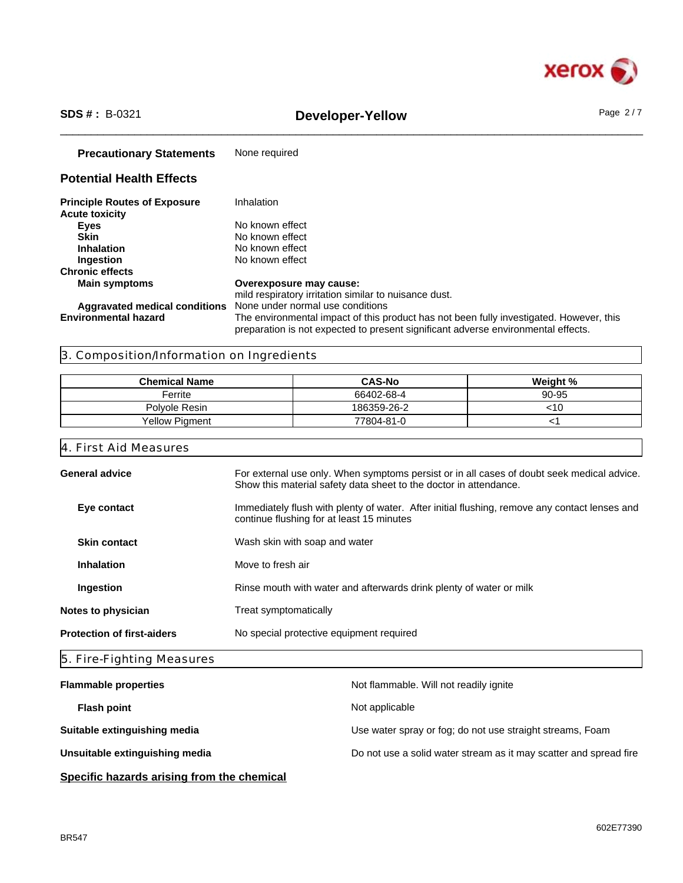**Precautionary Statements** None required

## Potential Health Effects

**Principle Routes of Exposure** Inhalation

**Acute toxicity**

- **Eyes** No known effect
- **Skin** No known effect
- **Inhalation** No known effect
- **Ingestion** No known effect

**Chronic effects**

- **Main symptoms** **Overexposure may cause:** mild respiratory irritation similar to nuisance dust.
- **Aggravated medical conditions** None under normal use conditions

**Environmental hazard** The environmental impact of this product has not been fully investigated. However, this preparation is not expected to present significant adverse environmental effects.

## 3. Composition/Information on Ingredients

| Chemical Name | CAS-No | Weight % |
|---|---|---|
| Ferrite | 66402-68-4 | 90-95 |
| Polyole Resin | 186359-26-2 | <10 |
| Yellow Pigment | 77804-81-0 | <1 |

## 4. First Aid Measures

**General advice** For external use only. When symptoms persist or in all cases of doubt seek medical advice. Show this material safety data sheet to the doctor in attendance.

**Eye contact** Immediately flush with plenty of water. After initial flushing, remove any contact lenses and continue flushing for at least 15 minutes

**Skin contact** Wash skin with soap and water

**Inhalation** Move to fresh air

**Ingestion** Rinse mouth with water and afterwards drink plenty of water or milk

**Notes to physician** Treat symptomatically

**Protection of first-aiders** No special protective equipment required

## 5. Fire-Fighting Measures

**Flammable properties** Not flammable. Will not readily ignite

**Flash point** Not applicable

**Suitable extinguishing media** Use water spray or fog; do not use straight streams, Foam

**Unsuitable extinguishing media** Do not use a solid water stream as it may scatter and spread fire

**Specific hazards arising from the chemical**

BR547

602E77390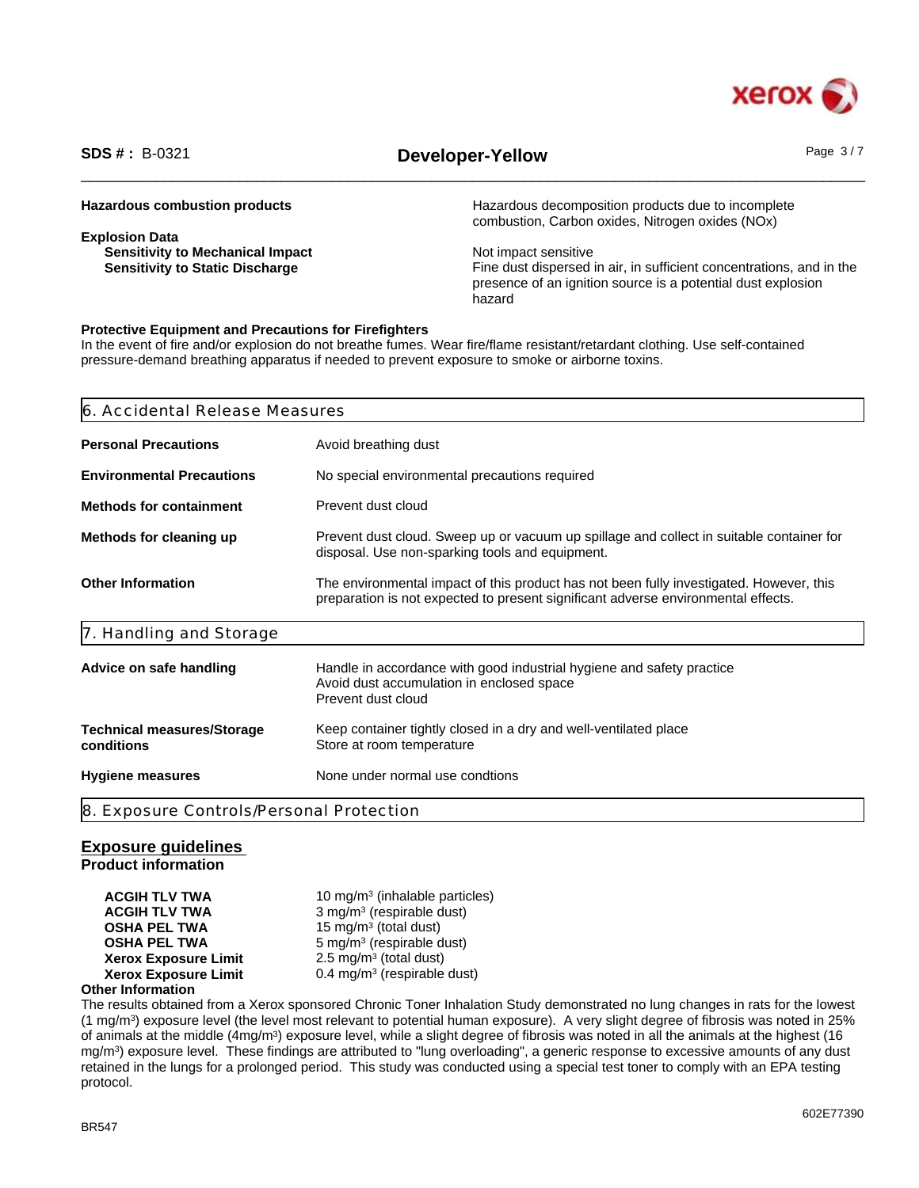**Hazardous combustion products** Hazardous decomposition products due to incomplete combustion, Carbon oxides, Nitrogen oxides (NOx)

**Explosion Data**

| | |
|---|---|
| **Sensitivity to Mechanical Impact** | Not impact sensitive |
| **Sensitivity to Static Discharge** | Fine dust dispersed in air, in sufficient concentrations, and in the presence of an ignition source is a potential dust explosion hazard |

**Protective Equipment and Precautions for Firefighters**

In the event of fire and/or explosion do not breathe fumes. Wear fire/flame resistant/retardant clothing. Use self-contained pressure-demand breathing apparatus if needed to prevent exposure to smoke or airborne toxins.

## 6. Accidental Release Measures

| | |
|---|---|
| **Personal Precautions** | Avoid breathing dust |
| **Environmental Precautions** | No special environmental precautions required |
| **Methods for containment** | Prevent dust cloud |
| **Methods for cleaning up** | Prevent dust cloud. Sweep up or vacuum up spillage and collect in suitable container for disposal. Use non-sparking tools and equipment. |
| **Other Information** | The environmental impact of this product has not been fully investigated. However, this preparation is not expected to present significant adverse environmental effects. |

## 7. Handling and Storage

| | |
|---|---|
| **Advice on safe handling** | Handle in accordance with good industrial hygiene and safety practice<br>Avoid dust accumulation in enclosed space<br>Prevent dust cloud |
| **Technical measures/Storage conditions** | Keep container tightly closed in a dry and well-ventilated place<br>Store at room temperature |
| **Hygiene measures** | None under normal use condtions |

## 8. Exposure Controls/Personal Protection

### Exposure guidelines

**Product information**

| | |
|---|---|
| **ACGIH TLV TWA** | 10 mg/m$^3$ (inhalable particles) |
| **ACGIH TLV TWA** | 3 mg/m$^3$ (respirable dust) |
| **OSHA PEL TWA** | 15 mg/m$^3$ (total dust) |
| **OSHA PEL TWA** | 5 mg/m$^3$ (respirable dust) |
| **Xerox Exposure Limit** | 2.5 mg/m$^3$ (total dust) |
| **Xerox Exposure Limit** | 0.4 mg/m$^3$ (respirable dust) |

**Other Information**

The results obtained from a Xerox sponsored Chronic Toner Inhalation Study demonstrated no lung changes in rats for the lowest (1 mg/m$^3$) exposure level (the level most relevant to potential human exposure). A very slight degree of fibrosis was noted in 25% of animals at the middle (4mg/m$^3$) exposure level, while a slight degree of fibrosis was noted in all the animals at the highest (16 mg/m$^3$) exposure level. These findings are attributed to "lung overloading", a generic response to excessive amounts of any dust retained in the lungs for a prolonged period. This study was conducted using a special test toner to comply with an EPA testing protocol.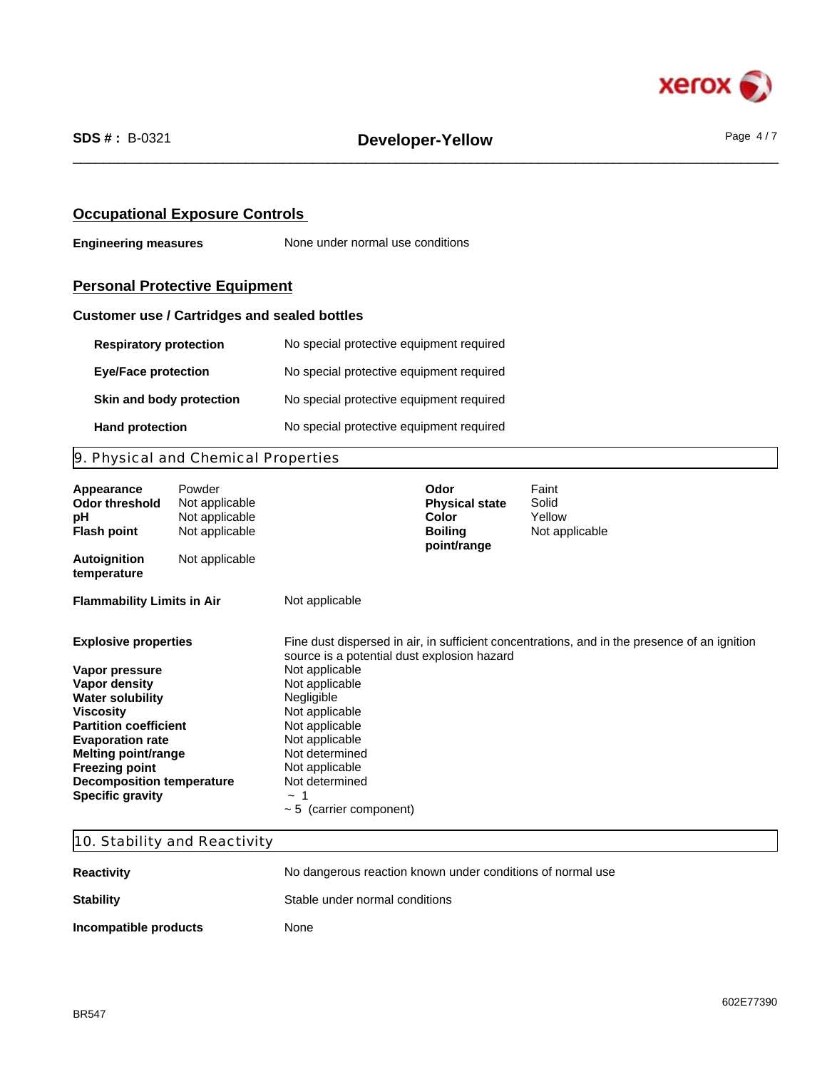### Occupational Exposure Controls

**Engineering measures** None under normal use conditions

### Personal Protective Equipment

**Customer use / Cartridges and sealed bottles**

| | |
|---|---|
| **Respiratory protection** | No special protective equipment required |
| **Eye/Face protection** | No special protective equipment required |
| **Skin and body protection** | No special protective equipment required |
| **Hand protection** | No special protective equipment required |

## 9. Physical and Chemical Properties

| | | | |
|---|---|---|---|
| **Appearance** | Powder | **Odor** | Faint |
| **Odor threshold** | Not applicable | **Physical state** | Solid |
| **pH** | Not applicable | **Color** | Yellow |
| **Flash point** | Not applicable | **Boiling point/range** | Not applicable |
| **Autoignition temperature** | Not applicable | | |

| | |
|---|---|
| **Flammability Limits in Air** | Not applicable |
| **Explosive properties** | Fine dust dispersed in air, in sufficient concentrations, and in the presence of an ignition source is a potential dust explosion hazard |
| **Vapor pressure** | Not applicable |
| **Vapor density** | Not applicable |
| **Water solubility** | Negligible |
| **Viscosity** | Not applicable |
| **Partition coefficient** | Not applicable |
| **Evaporation rate** | Not applicable |
| **Melting point/range** | Not determined |
| **Freezing point** | Not applicable |
| **Decomposition temperature** | Not determined |
| **Specific gravity** | ~ 1<br>~ 5 (carrier component) |

## 10. Stability and Reactivity

| | |
|---|---|
| **Reactivity** | No dangerous reaction known under conditions of normal use |
| **Stability** | Stable under normal conditions |
| **Incompatible products** | None |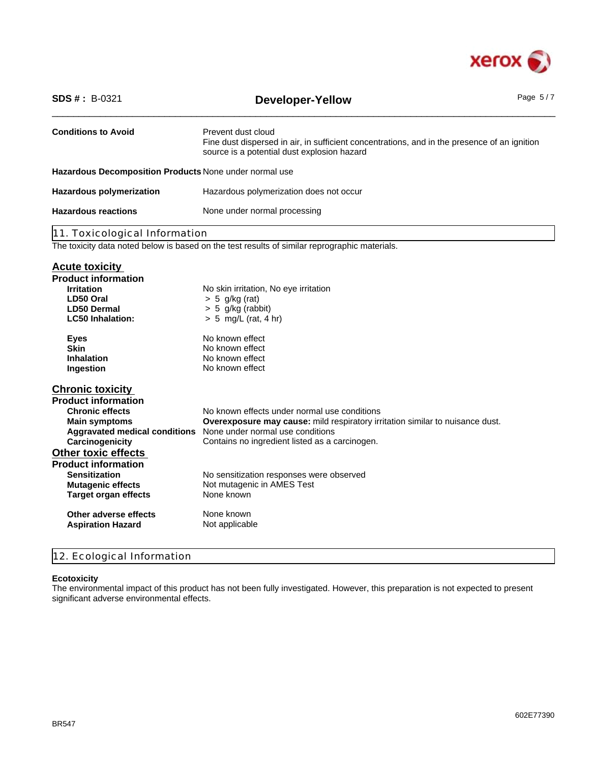| | |
|---|---|
| **Conditions to Avoid** | Prevent dust cloud<br>Fine dust dispersed in air, in sufficient concentrations, and in the presence of an ignition source is a potential dust explosion hazard |
| **Hazardous Decomposition Products** | None under normal use |
| **Hazardous polymerization** | Hazardous polymerization does not occur |
| **Hazardous reactions** | None under normal processing |

## 11. Toxicological Information

The toxicity data noted below is based on the test results of similar reprographic materials.

### Acute toxicity

**Product information**

| | |
|---|---|
| **Irritation** | No skin irritation, No eye irritation |
| **LD50 Oral** | > 5 g/kg (rat) |
| **LD50 Dermal** | > 5 g/kg (rabbit) |
| **LC50 Inhalation:** | > 5 mg/L (rat, 4 hr) |
| **Eyes** | No known effect |
| **Skin** | No known effect |
| **Inhalation** | No known effect |
| **Ingestion** | No known effect |

### Chronic toxicity

**Product information**

| | |
|---|---|
| **Chronic effects** | No known effects under normal use conditions |
| **Main symptoms** | **Overexposure may cause:** mild respiratory irritation similar to nuisance dust. |
| **Aggravated medical conditions** | None under normal use conditions |
| **Carcinogenicity** | Contains no ingredient listed as a carcinogen. |

### Other toxic effects

**Product information**

| | |
|---|---|
| **Sensitization** | No sensitization responses were observed |
| **Mutagenic effects** | Not mutagenic in AMES Test |
| **Target organ effects** | None known |
| **Other adverse effects** | None known |
| **Aspiration Hazard** | Not applicable |

## 12. Ecological Information

**Ecotoxicity**

The environmental impact of this product has not been fully investigated. However, this preparation is not expected to present significant adverse environmental effects.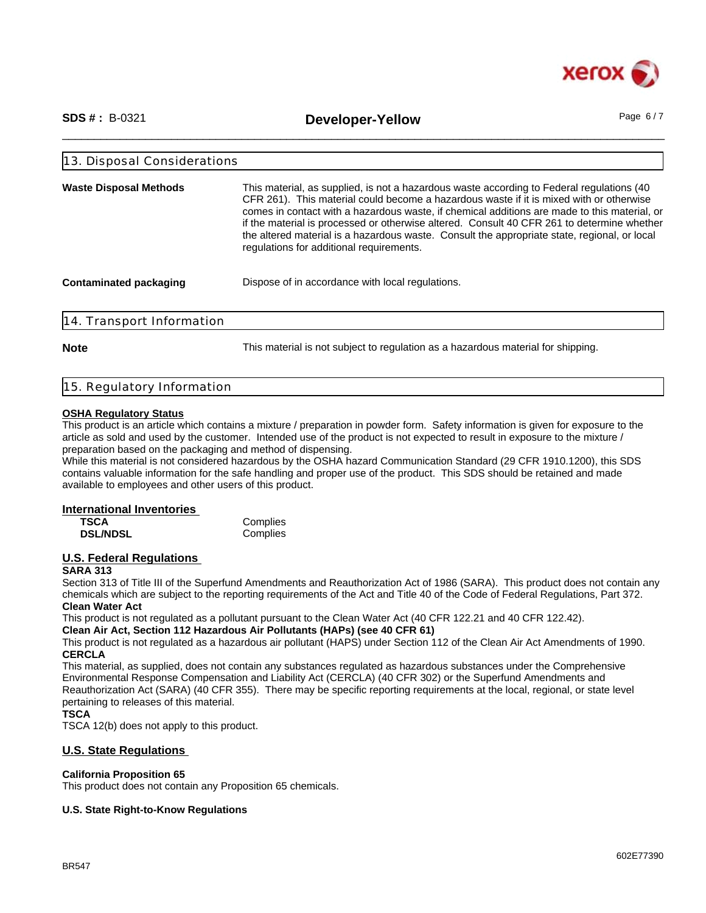## 13. Disposal Considerations

**Waste Disposal Methods**

This material, as supplied, is not a hazardous waste according to Federal regulations (40 CFR 261). This material could become a hazardous waste if it is mixed with or otherwise comes in contact with a hazardous waste, if chemical additions are made to this material, or if the material is processed or otherwise altered. Consult 40 CFR 261 to determine whether the altered material is a hazardous waste. Consult the appropriate state, regional, or local regulations for additional requirements.

**Contaminated packaging**

Dispose of in accordance with local regulations.

## 14. Transport Information

**Note**

This material is not subject to regulation as a hazardous material for shipping.

## 15. Regulatory Information

**OSHA Regulatory Status**

This product is an article which contains a mixture / preparation in powder form. Safety information is given for exposure to the article as sold and used by the customer. Intended use of the product is not expected to result in exposure to the mixture / preparation based on the packaging and method of dispensing.
While this material is not considered hazardous by the OSHA hazard Communication Standard (29 CFR 1910.1200), this SDS contains valuable information for the safe handling and proper use of the product. This SDS should be retained and made available to employees and other users of this product.

### International Inventories

| | |
|---|---|
| **TSCA** | Complies |
| **DSL/NDSL** | Complies |

### U.S. Federal Regulations

**SARA 313**

Section 313 of Title III of the Superfund Amendments and Reauthorization Act of 1986 (SARA). This product does not contain any chemicals which are subject to the reporting requirements of the Act and Title 40 of the Code of Federal Regulations, Part 372.

**Clean Water Act**

This product is not regulated as a pollutant pursuant to the Clean Water Act (40 CFR 122.21 and 40 CFR 122.42).

**Clean Air Act, Section 112 Hazardous Air Pollutants (HAPs) (see 40 CFR 61)**

This product is not regulated as a hazardous air pollutant (HAPS) under Section 112 of the Clean Air Act Amendments of 1990.

**CERCLA**

This material, as supplied, does not contain any substances regulated as hazardous substances under the Comprehensive Environmental Response Compensation and Liability Act (CERCLA) (40 CFR 302) or the Superfund Amendments and Reauthorization Act (SARA) (40 CFR 355). There may be specific reporting requirements at the local, regional, or state level pertaining to releases of this material.

**TSCA**

TSCA 12(b) does not apply to this product.

### U.S. State Regulations

**California Proposition 65**

This product does not contain any Proposition 65 chemicals.

**U.S. State Right-to-Know Regulations**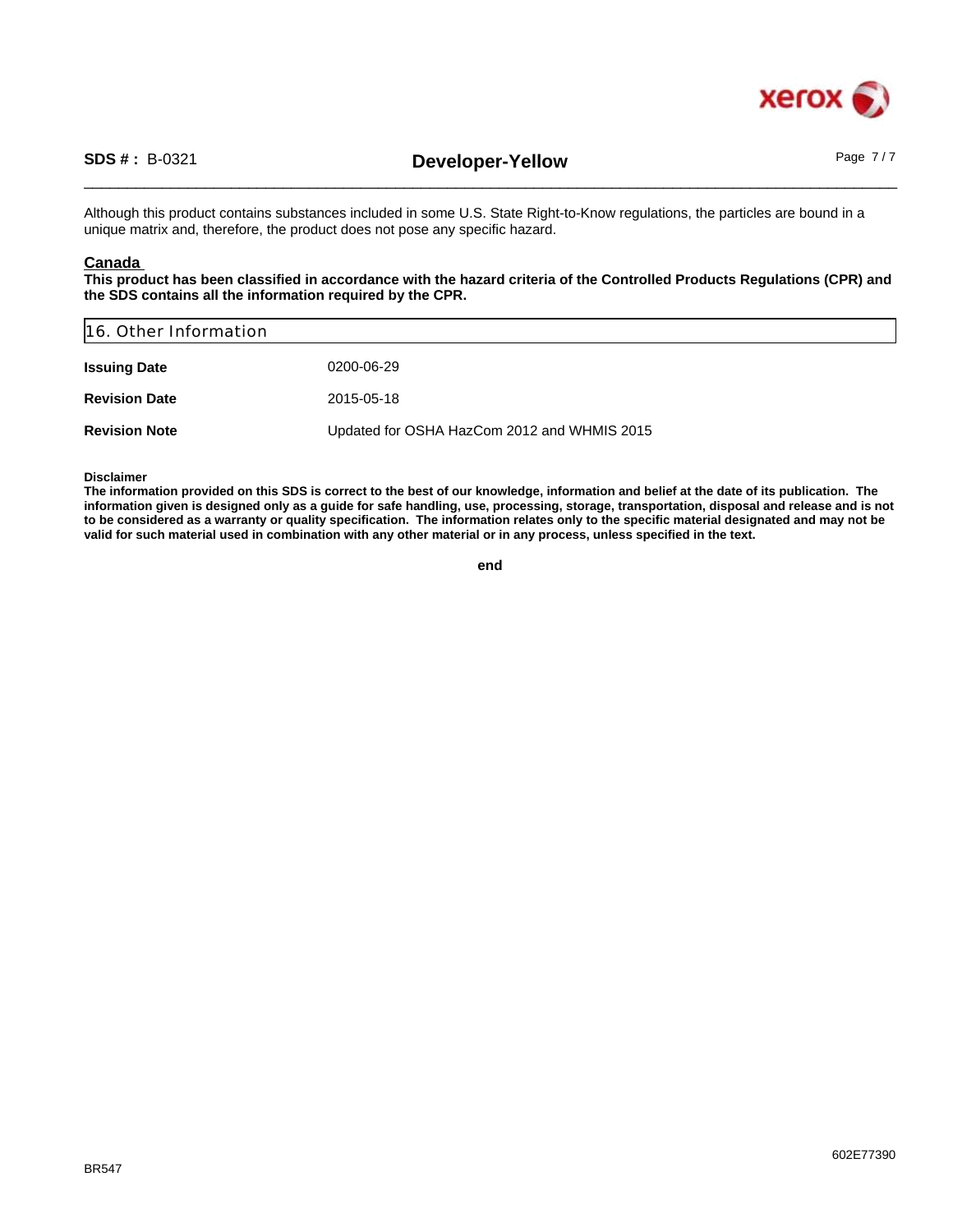Although this product contains substances included in some U.S. State Right-to-Know regulations, the particles are bound in a unique matrix and, therefore, the product does not pose any specific hazard.

**Canada**

**This product has been classified in accordance with the hazard criteria of the Controlled Products Regulations (CPR) and the SDS contains all the information required by the CPR.**

## 16. Other Information

| | |
|---|---|
| **Issuing Date** | 0200-06-29 |
| **Revision Date** | 2015-05-18 |
| **Revision Note** | Updated for OSHA HazCom 2012 and WHMIS 2015 |

**Disclaimer**

**The information provided on this SDS is correct to the best of our knowledge, information and belief at the date of its publication. The information given is designed only as a guide for safe handling, use, processing, storage, transportation, disposal and release and is not to be considered as a warranty or quality specification. The information relates only to the specific material designated and may not be valid for such material used in combination with any other material or in any process, unless specified in the text.**

**end**

BR547

602E77390